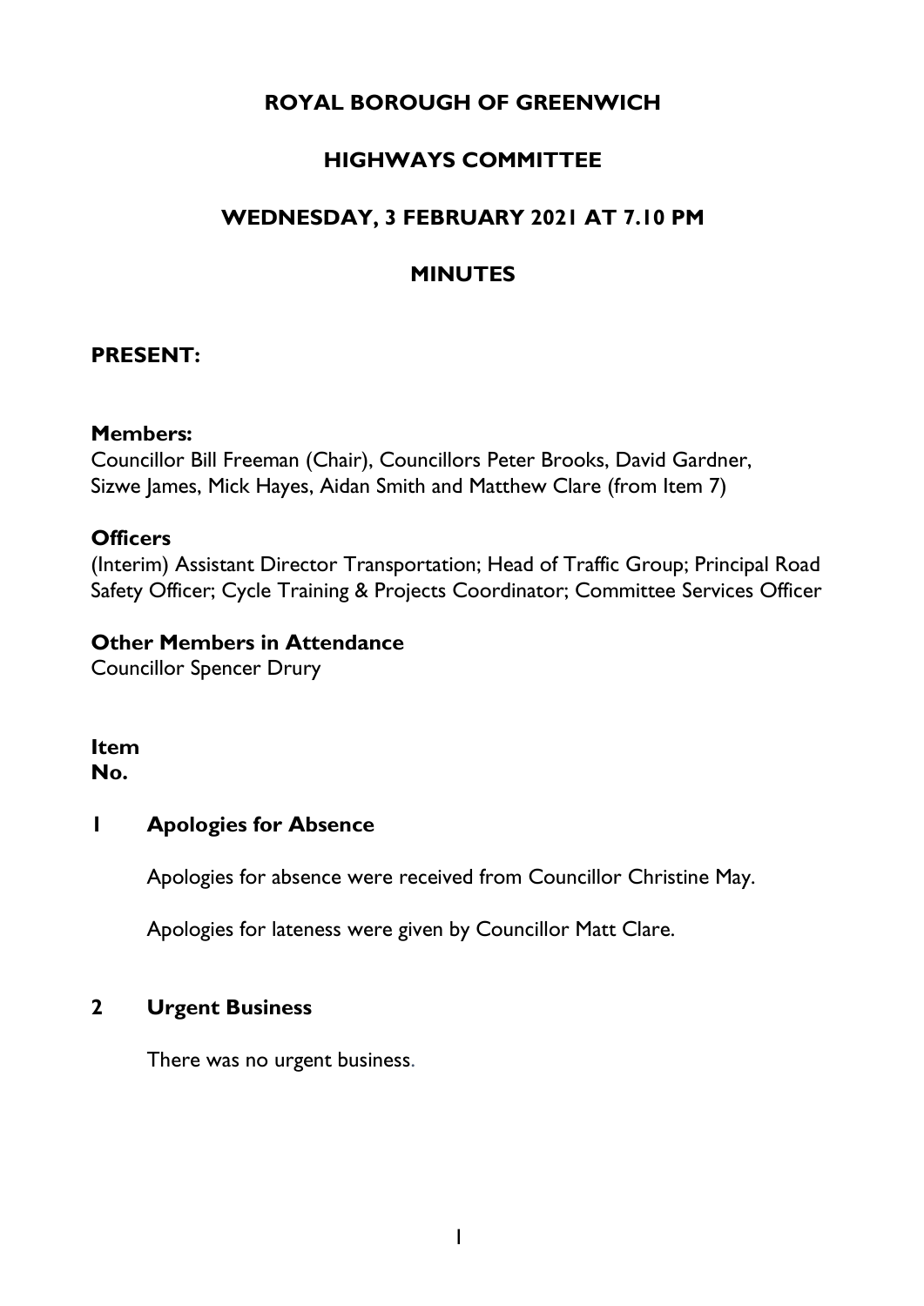# ROYAL BOROUGH OF GREENWICH

## HIGHWAYS COMMITTEE

## WEDNESDAY, 3 FEBRUARY 2021 AT 7.10 PM

## MINUTES

### PRESENT:

**Members:**
Councillor Bill Freeman (Chair), Councillors Peter Brooks, David Gardner, Sizwe James, Mick Hayes, Aidan Smith and Matthew Clare (from Item 7)

**Officers**
(Interim) Assistant Director Transportation; Head of Traffic Group; Principal Road Safety Officer; Cycle Training & Projects Coordinator; Committee Services Officer

**Other Members in Attendance**
Councillor Spencer Drury

**Item No.**

### 1 Apologies for Absence

Apologies for absence were received from Councillor Christine May.

Apologies for lateness were given by Councillor Matt Clare.

### 2 Urgent Business

There was no urgent business.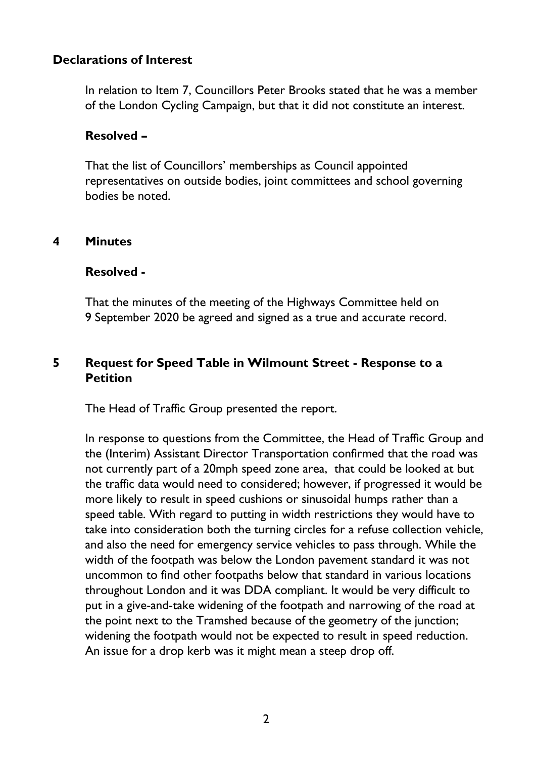### Declarations of Interest

In relation to Item 7, Councillors Peter Brooks stated that he was a member of the London Cycling Campaign, but that it did not constitute an interest.

**Resolved –**

That the list of Councillors' memberships as Council appointed representatives on outside bodies, joint committees and school governing bodies be noted.

## 4 Minutes

**Resolved -**

That the minutes of the meeting of the Highways Committee held on 9 September 2020 be agreed and signed as a true and accurate record.

## 5 Request for Speed Table in Wilmount Street - Response to a Petition

The Head of Traffic Group presented the report.

In response to questions from the Committee, the Head of Traffic Group and the (Interim) Assistant Director Transportation confirmed that the road was not currently part of a 20mph speed zone area, that could be looked at but the traffic data would need to considered; however, if progressed it would be more likely to result in speed cushions or sinusoidal humps rather than a speed table. With regard to putting in width restrictions they would have to take into consideration both the turning circles for a refuse collection vehicle, and also the need for emergency service vehicles to pass through. While the width of the footpath was below the London pavement standard it was not uncommon to find other footpaths below that standard in various locations throughout London and it was DDA compliant. It would be very difficult to put in a give-and-take widening of the footpath and narrowing of the road at the point next to the Tramshed because of the geometry of the junction; widening the footpath would not be expected to result in speed reduction. An issue for a drop kerb was it might mean a steep drop off.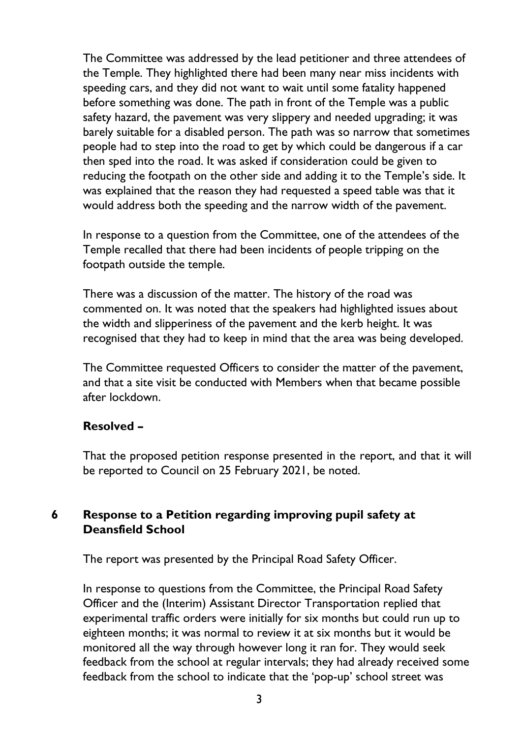The Committee was addressed by the lead petitioner and three attendees of the Temple. They highlighted there had been many near miss incidents with speeding cars, and they did not want to wait until some fatality happened before something was done. The path in front of the Temple was a public safety hazard, the pavement was very slippery and needed upgrading; it was barely suitable for a disabled person. The path was so narrow that sometimes people had to step into the road to get by which could be dangerous if a car then sped into the road. It was asked if consideration could be given to reducing the footpath on the other side and adding it to the Temple's side. It was explained that the reason they had requested a speed table was that it would address both the speeding and the narrow width of the pavement.

In response to a question from the Committee, one of the attendees of the Temple recalled that there had been incidents of people tripping on the footpath outside the temple.

There was a discussion of the matter. The history of the road was commented on. It was noted that the speakers had highlighted issues about the width and slipperiness of the pavement and the kerb height. It was recognised that they had to keep in mind that the area was being developed.

The Committee requested Officers to consider the matter of the pavement, and that a site visit be conducted with Members when that became possible after lockdown.

**Resolved –**

That the proposed petition response presented in the report, and that it will be reported to Council on 25 February 2021, be noted.

## 6 Response to a Petition regarding improving pupil safety at Deansfield School

The report was presented by the Principal Road Safety Officer.

In response to questions from the Committee, the Principal Road Safety Officer and the (Interim) Assistant Director Transportation replied that experimental traffic orders were initially for six months but could run up to eighteen months; it was normal to review it at six months but it would be monitored all the way through however long it ran for. They would seek feedback from the school at regular intervals; they had already received some feedback from the school to indicate that the 'pop-up' school street was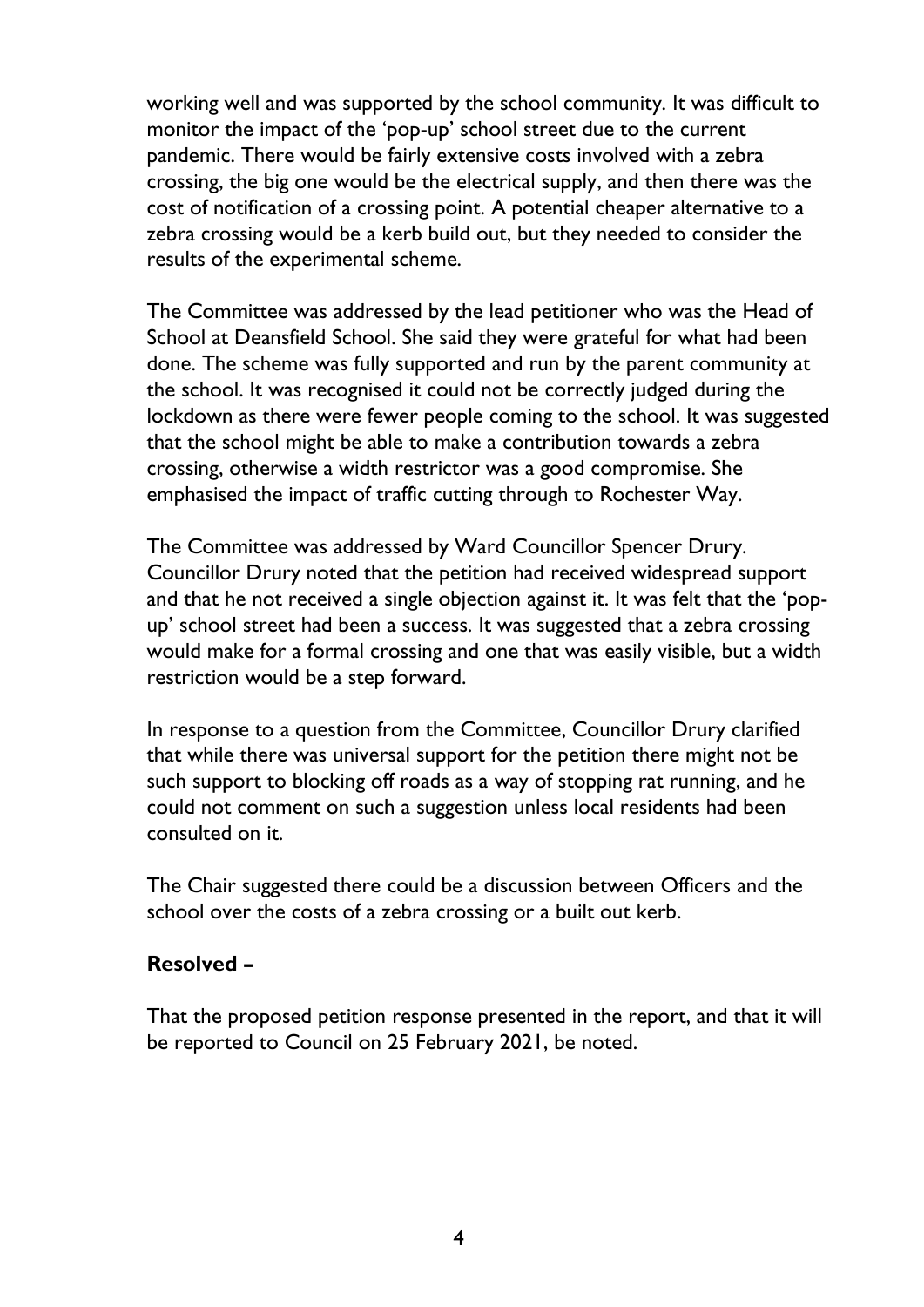working well and was supported by the school community. It was difficult to monitor the impact of the 'pop-up' school street due to the current pandemic. There would be fairly extensive costs involved with a zebra crossing, the big one would be the electrical supply, and then there was the cost of notification of a crossing point. A potential cheaper alternative to a zebra crossing would be a kerb build out, but they needed to consider the results of the experimental scheme.

The Committee was addressed by the lead petitioner who was the Head of School at Deansfield School. She said they were grateful for what had been done. The scheme was fully supported and run by the parent community at the school. It was recognised it could not be correctly judged during the lockdown as there were fewer people coming to the school. It was suggested that the school might be able to make a contribution towards a zebra crossing, otherwise a width restrictor was a good compromise. She emphasised the impact of traffic cutting through to Rochester Way.

The Committee was addressed by Ward Councillor Spencer Drury. Councillor Drury noted that the petition had received widespread support and that he not received a single objection against it. It was felt that the 'pop-up' school street had been a success. It was suggested that a zebra crossing would make for a formal crossing and one that was easily visible, but a width restriction would be a step forward.

In response to a question from the Committee, Councillor Drury clarified that while there was universal support for the petition there might not be such support to blocking off roads as a way of stopping rat running, and he could not comment on such a suggestion unless local residents had been consulted on it.

The Chair suggested there could be a discussion between Officers and the school over the costs of a zebra crossing or a built out kerb.

**Resolved –**

That the proposed petition response presented in the report, and that it will be reported to Council on 25 February 2021, be noted.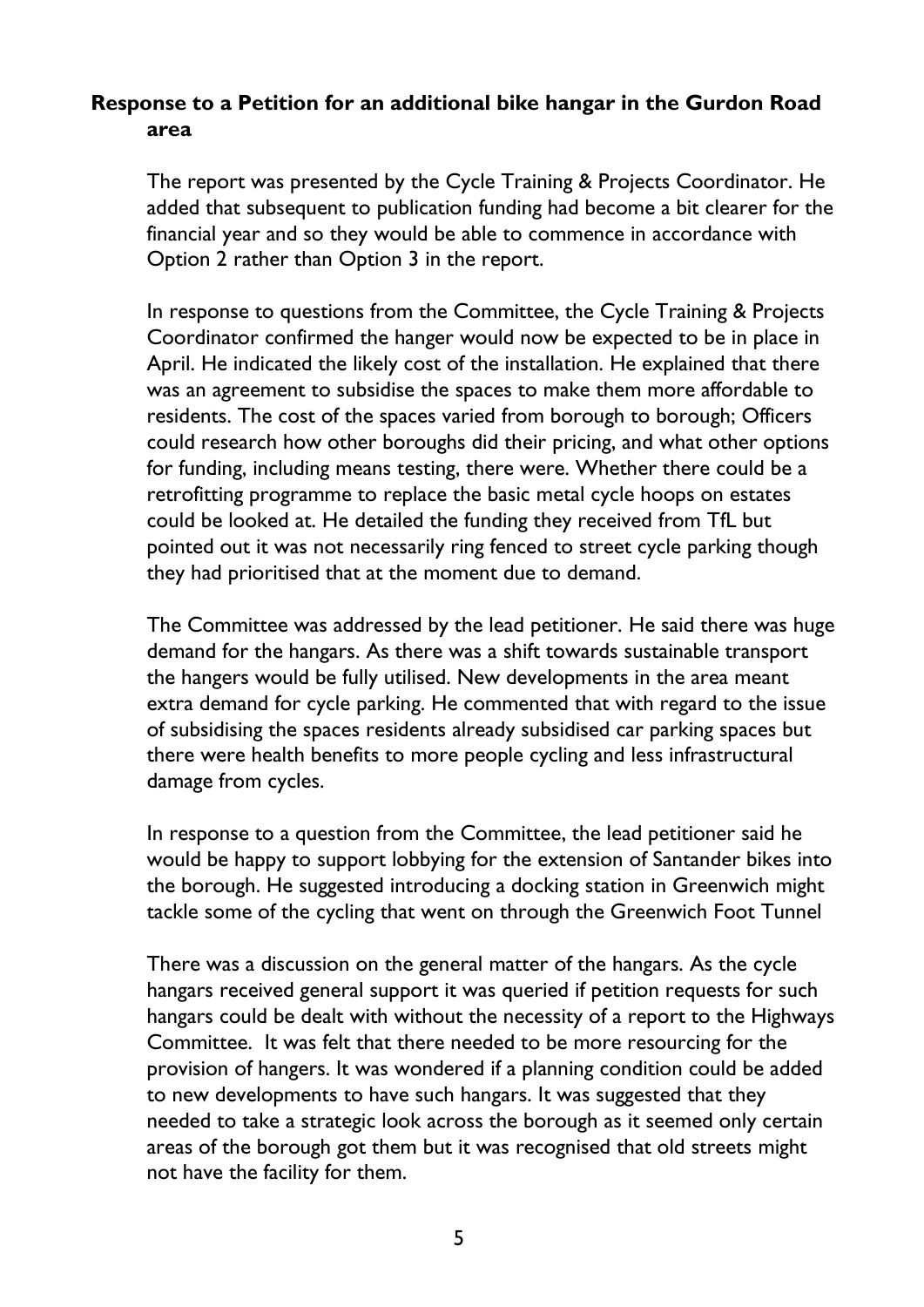**Response to a Petition for an additional bike hangar in the Gurdon Road area**

The report was presented by the Cycle Training & Projects Coordinator. He added that subsequent to publication funding had become a bit clearer for the financial year and so they would be able to commence in accordance with Option 2 rather than Option 3 in the report.

In response to questions from the Committee, the Cycle Training & Projects Coordinator confirmed the hanger would now be expected to be in place in April. He indicated the likely cost of the installation. He explained that there was an agreement to subsidise the spaces to make them more affordable to residents. The cost of the spaces varied from borough to borough; Officers could research how other boroughs did their pricing, and what other options for funding, including means testing, there were. Whether there could be a retrofitting programme to replace the basic metal cycle hoops on estates could be looked at. He detailed the funding they received from TfL but pointed out it was not necessarily ring fenced to street cycle parking though they had prioritised that at the moment due to demand.

The Committee was addressed by the lead petitioner. He said there was huge demand for the hangars. As there was a shift towards sustainable transport the hangers would be fully utilised. New developments in the area meant extra demand for cycle parking. He commented that with regard to the issue of subsidising the spaces residents already subsidised car parking spaces but there were health benefits to more people cycling and less infrastructural damage from cycles.

In response to a question from the Committee, the lead petitioner said he would be happy to support lobbying for the extension of Santander bikes into the borough. He suggested introducing a docking station in Greenwich might tackle some of the cycling that went on through the Greenwich Foot Tunnel

There was a discussion on the general matter of the hangars. As the cycle hangars received general support it was queried if petition requests for such hangars could be dealt with without the necessity of a report to the Highways Committee. It was felt that there needed to be more resourcing for the provision of hangers. It was wondered if a planning condition could be added to new developments to have such hangars. It was suggested that they needed to take a strategic look across the borough as it seemed only certain areas of the borough got them but it was recognised that old streets might not have the facility for them.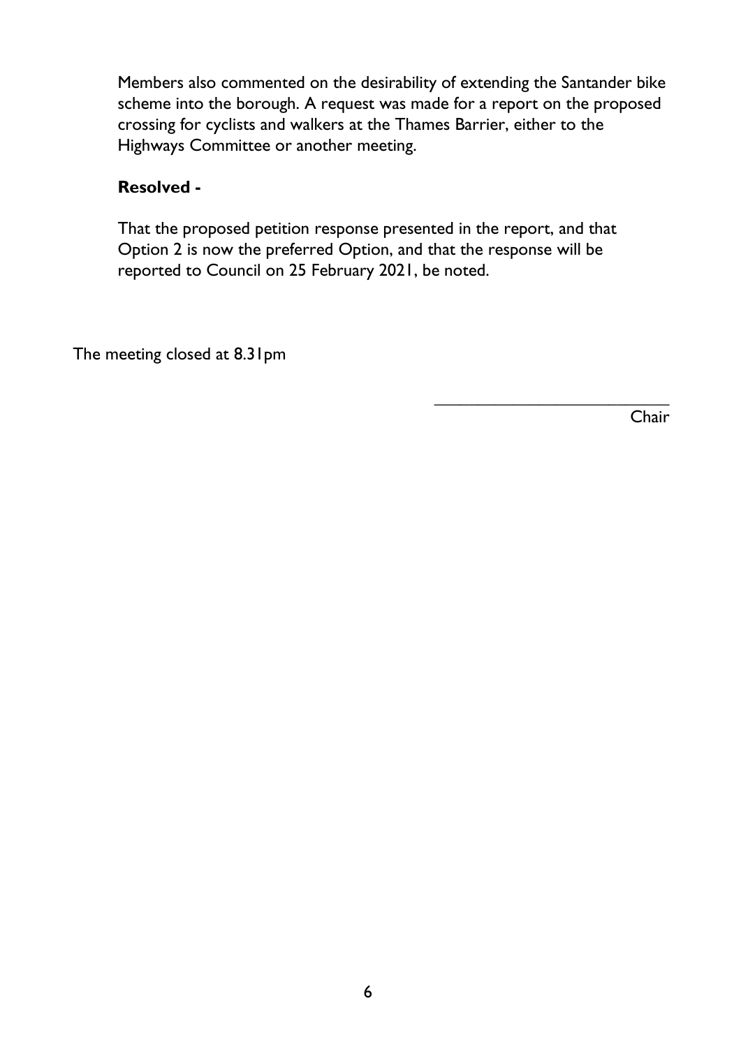Members also commented on the desirability of extending the Santander bike scheme into the borough. A request was made for a report on the proposed crossing for cyclists and walkers at the Thames Barrier, either to the Highways Committee or another meeting.

**Resolved -**

That the proposed petition response presented in the report, and that Option 2 is now the preferred Option, and that the response will be reported to Council on 25 February 2021, be noted.

The meeting closed at 8.31pm

\_\_\_\_\_\_\_\_\_\_\_\_\_\_\_\_\_\_\_\_\_\_\_\_\_\_\_

Chair